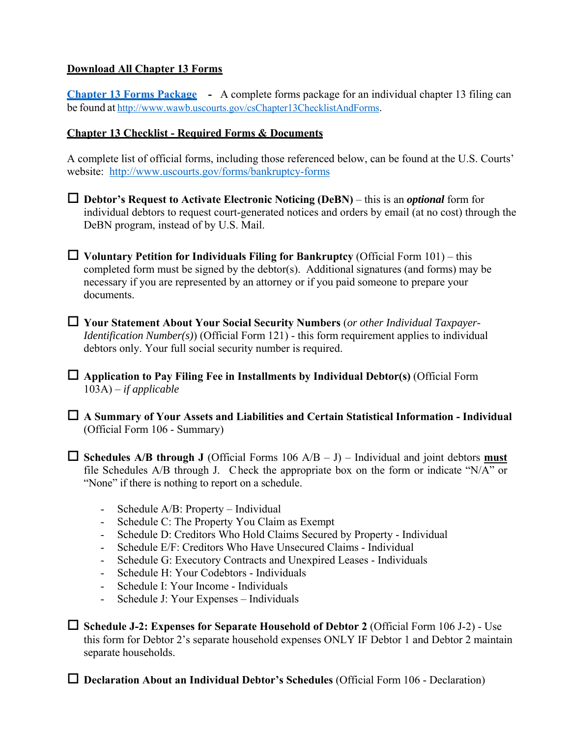**Download All Chapter 13 Forms**

**[Chapter 13 Forms Package](http://www.wawb.uscourts.gov/csChapter13ChecklistAndForms)** - A complete forms package for an individual chapter 13 filing can be found at http://www.wawb.uscourts.gov/csChapter13ChecklistAndForms.

**Chapter 13 Checklist - Required Forms & Documents**

A complete list of official forms, including those referenced below, can be found at the U.S. Courts' website: http://www.uscourts.gov/forms/bankruptcy-forms

- ☐ **Debtor's Request to Activate Electronic Noticing (DeBN)** – this is an ***optional*** form for individual debtors to request court-generated notices and orders by email (at no cost) through the DeBN program, instead of by U.S. Mail.

- ☐ **Voluntary Petition for Individuals Filing for Bankruptcy** (Official Form 101) – this completed form must be signed by the debtor(s). Additional signatures (and forms) may be necessary if you are represented by an attorney or if you paid someone to prepare your documents.

- ☐ **Your Statement About Your Social Security Numbers** (*or other Individual Taxpayer-Identification Number(s)*) (Official Form 121) - this form requirement applies to individual debtors only. Your full social security number is required.

- ☐ **Application to Pay Filing Fee in Installments by Individual Debtor(s)** (Official Form 103A) – *if applicable*

- ☐ **A Summary of Your Assets and Liabilities and Certain Statistical Information - Individual** (Official Form 106 - Summary)

- ☐ **Schedules A/B through J** (Official Forms 106 A/B – J) – Individual and joint debtors **must** file Schedules A/B through J. Check the appropriate box on the form or indicate "N/A" or "None" if there is nothing to report on a schedule.

    - Schedule A/B: Property – Individual
    - Schedule C: The Property You Claim as Exempt
    - Schedule D: Creditors Who Hold Claims Secured by Property - Individual
    - Schedule E/F: Creditors Who Have Unsecured Claims - Individual
    - Schedule G: Executory Contracts and Unexpired Leases - Individuals
    - Schedule H: Your Codebtors - Individuals
    - Schedule I: Your Income - Individuals
    - Schedule J: Your Expenses – Individuals

- ☐ **Schedule J-2: Expenses for Separate Household of Debtor 2** (Official Form 106 J-2) - Use this form for Debtor 2's separate household expenses ONLY IF Debtor 1 and Debtor 2 maintain separate households.

- ☐ **Declaration About an Individual Debtor's Schedules** (Official Form 106 - Declaration)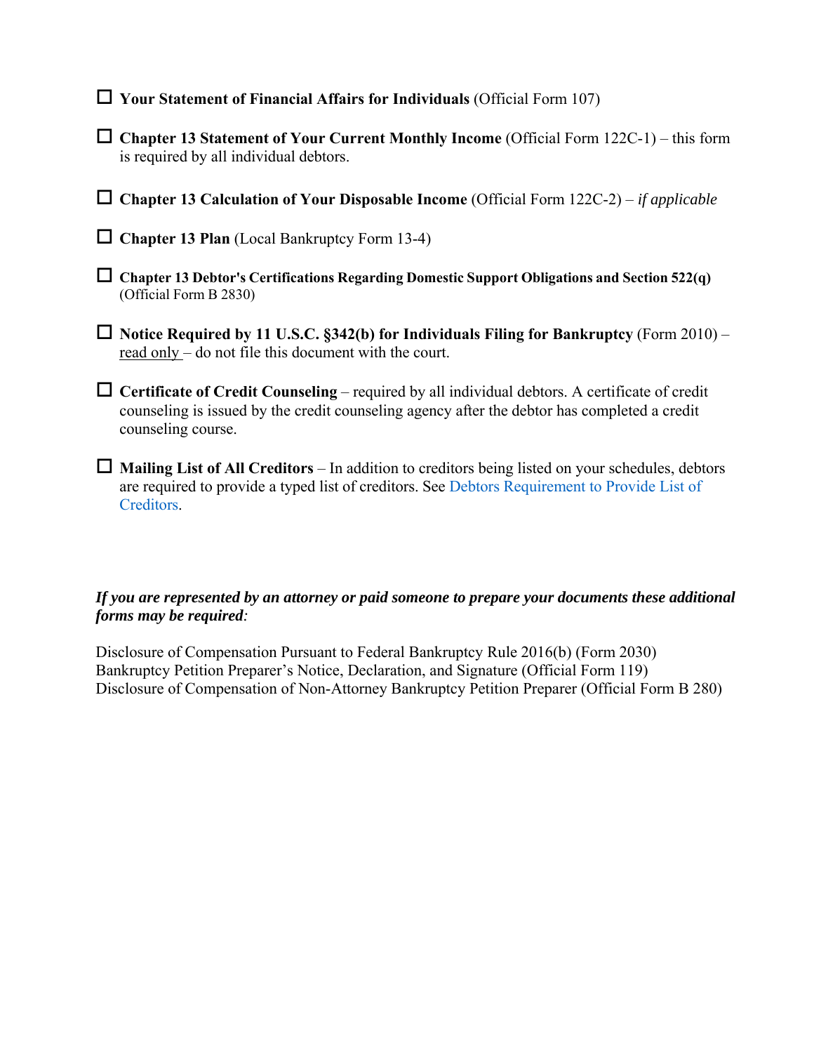- ☐ **Your Statement of Financial Affairs for Individuals** (Official Form 107)
- ☐ **Chapter 13 Statement of Your Current Monthly Income** (Official Form 122C-1) – this form is required by all individual debtors.
- ☐ **Chapter 13 Calculation of Your Disposable Income** (Official Form 122C-2) – *if applicable*
- ☐ **Chapter 13 Plan** (Local Bankruptcy Form 13-4)
- ☐ **Chapter 13 Debtor's Certifications Regarding Domestic Support Obligations and Section 522(q)** (Official Form B 2830)
- ☐ **Notice Required by 11 U.S.C. §342(b) for Individuals Filing for Bankruptcy** (Form 2010) – read only – do not file this document with the court.
- ☐ **Certificate of Credit Counseling** – required by all individual debtors. A certificate of credit counseling is issued by the credit counseling agency after the debtor has completed a credit counseling course.
- ☐ **Mailing List of All Creditors** – In addition to creditors being listed on your schedules, debtors are required to provide a typed list of creditors. See Debtors Requirement to Provide List of Creditors.

***If you are represented by an attorney or paid someone to prepare your documents these additional forms may be required:***

Disclosure of Compensation Pursuant to Federal Bankruptcy Rule 2016(b) (Form 2030)
Bankruptcy Petition Preparer's Notice, Declaration, and Signature (Official Form 119)
Disclosure of Compensation of Non-Attorney Bankruptcy Petition Preparer (Official Form B 280)